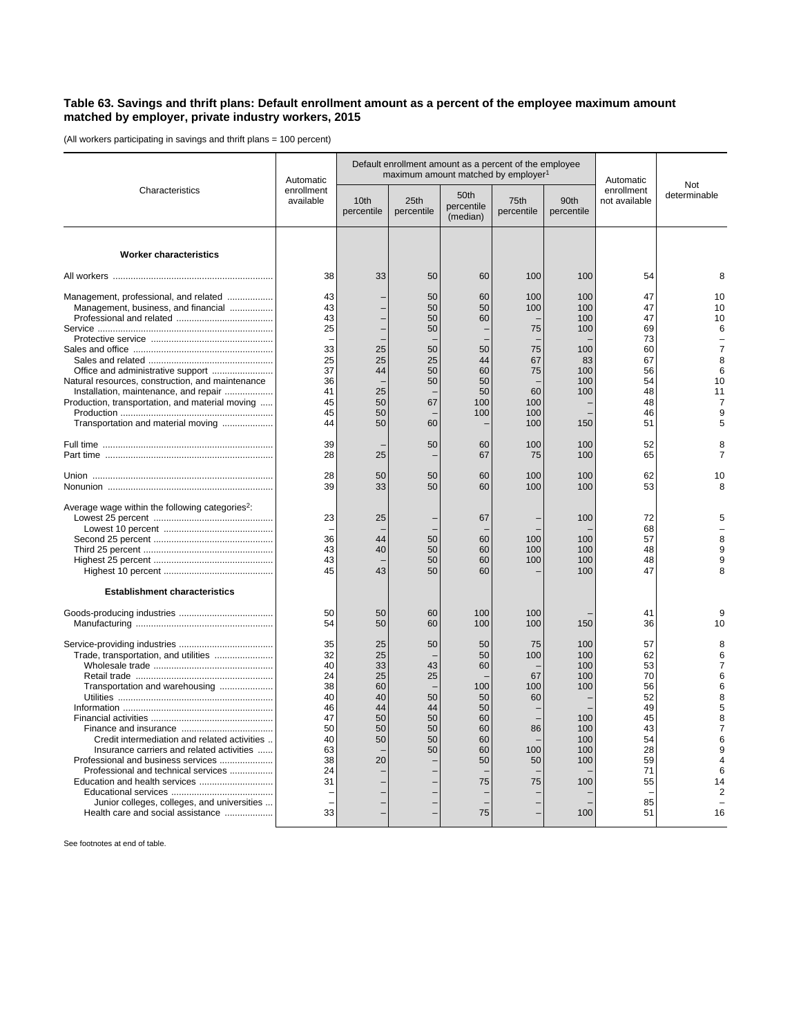## Table 63. Savings and thrift plans: Default enrollment amount as a percent of the employee maximum amount matched by employer, private industry workers, 2015

(All workers participating in savings and thrift plans = 100 percent)

| Characteristics | Automatic enrollment available | Default enrollment amount as a percent of the employee maximum amount matched by employer[1] | | | | | Automatic enrollment not available | Not determinable |
|---|---|---|---|---|---|---|---|---|
| | | 10th percentile | 25th percentile | 50th percentile (median) | 75th percentile | 90th percentile | | |
| **Worker characteristics** | | | | | | | | |
| All workers | 38 | 33 | 50 | 60 | 100 | 100 | 54 | 8 |
| Management, professional, and related | 43 | – | 50 | 60 | 100 | 100 | 47 | 10 |
| Management, business, and financial | 43 | – | 50 | 50 | 100 | 100 | 47 | 10 |
| Professional and related | 43 | – | 50 | 60 | – | 100 | 47 | 10 |
| Service | 25 | – | 50 | – | 75 | 100 | 69 | 6 |
| Protective service | – | – | – | – | – | – | 73 | – |
| Sales and office | 33 | 25 | 50 | 50 | 75 | 100 | 60 | 7 |
| Sales and related | 25 | 25 | 25 | 44 | 67 | 83 | 67 | 8 |
| Office and administrative support | 37 | 44 | 50 | 60 | 75 | 100 | 56 | 6 |
| Natural resources, construction, and maintenance | 36 | – | 50 | 50 | – | 100 | 54 | 10 |
| Installation, maintenance, and repair | 41 | 25 | – | 50 | 60 | 100 | 48 | 11 |
| Production, transportation, and material moving | 45 | 50 | 67 | 100 | 100 | – | 48 | 7 |
| Production | 45 | 50 | – | 100 | 100 | – | 46 | 9 |
| Transportation and material moving | 44 | 50 | 60 | – | 100 | 150 | 51 | 5 |
| Full time | 39 | – | 50 | 60 | 100 | 100 | 52 | 8 |
| Part time | 28 | 25 | – | 67 | 75 | 100 | 65 | 7 |
| Union | 28 | 50 | 50 | 60 | 100 | 100 | 62 | 10 |
| Nonunion | 39 | 33 | 50 | 60 | 100 | 100 | 53 | 8 |
| Average wage within the following categories[2]: | | | | | | | | |
| Lowest 25 percent | 23 | 25 | – | 67 | – | 100 | 72 | 5 |
| Lowest 10 percent | – | – | – | – | – | – | 68 | – |
| Second 25 percent | 36 | 44 | 50 | 60 | 100 | 100 | 57 | 8 |
| Third 25 percent | 43 | 40 | 50 | 60 | 100 | 100 | 48 | 9 |
| Highest 25 percent | 43 | – | 50 | 60 | 100 | 100 | 48 | 9 |
| Highest 10 percent | 45 | 43 | 50 | 60 | – | 100 | 47 | 8 |
| **Establishment characteristics** | | | | | | | | |
| Goods-producing industries | 50 | 50 | 60 | 100 | 100 | – | 41 | 9 |
| Manufacturing | 54 | 50 | 60 | 100 | 100 | 150 | 36 | 10 |
| Service-providing industries | 35 | 25 | 50 | 50 | 75 | 100 | 57 | 8 |
| Trade, transportation, and utilities | 32 | 25 | – | 50 | 100 | 100 | 62 | 6 |
| Wholesale trade | 40 | 33 | 43 | 60 | – | 100 | 53 | 7 |
| Retail trade | 24 | 25 | 25 | – | 67 | 100 | 70 | 6 |
| Transportation and warehousing | 38 | 60 | – | 100 | 100 | 100 | 56 | 6 |
| Utilities | 40 | 40 | 50 | 50 | 60 | – | 52 | 8 |
| Information | 46 | 44 | 44 | 50 | – | – | 49 | 5 |
| Financial activities | 47 | 50 | 50 | 60 | – | 100 | 45 | 8 |
| Finance and insurance | 50 | 50 | 50 | 60 | 86 | 100 | 43 | 7 |
| Credit intermediation and related activities | 40 | 50 | 50 | 60 | – | 100 | 54 | 6 |
| Insurance carriers and related activities | 63 | – | 50 | 60 | 100 | 100 | 28 | 9 |
| Professional and business services | 38 | 20 | – | 50 | 50 | 100 | 59 | 4 |
| Professional and technical services | 24 | – | – | – | – | – | 71 | 6 |
| Education and health services | 31 | – | – | 75 | 75 | 100 | 55 | 14 |
| Educational services | – | – | – | – | – | – | – | 2 |
| Junior colleges, colleges, and universities | – | – | – | – | – | – | 85 | – |
| Health care and social assistance | 33 | – | – | 75 | – | 100 | 51 | 16 |

See footnotes at end of table.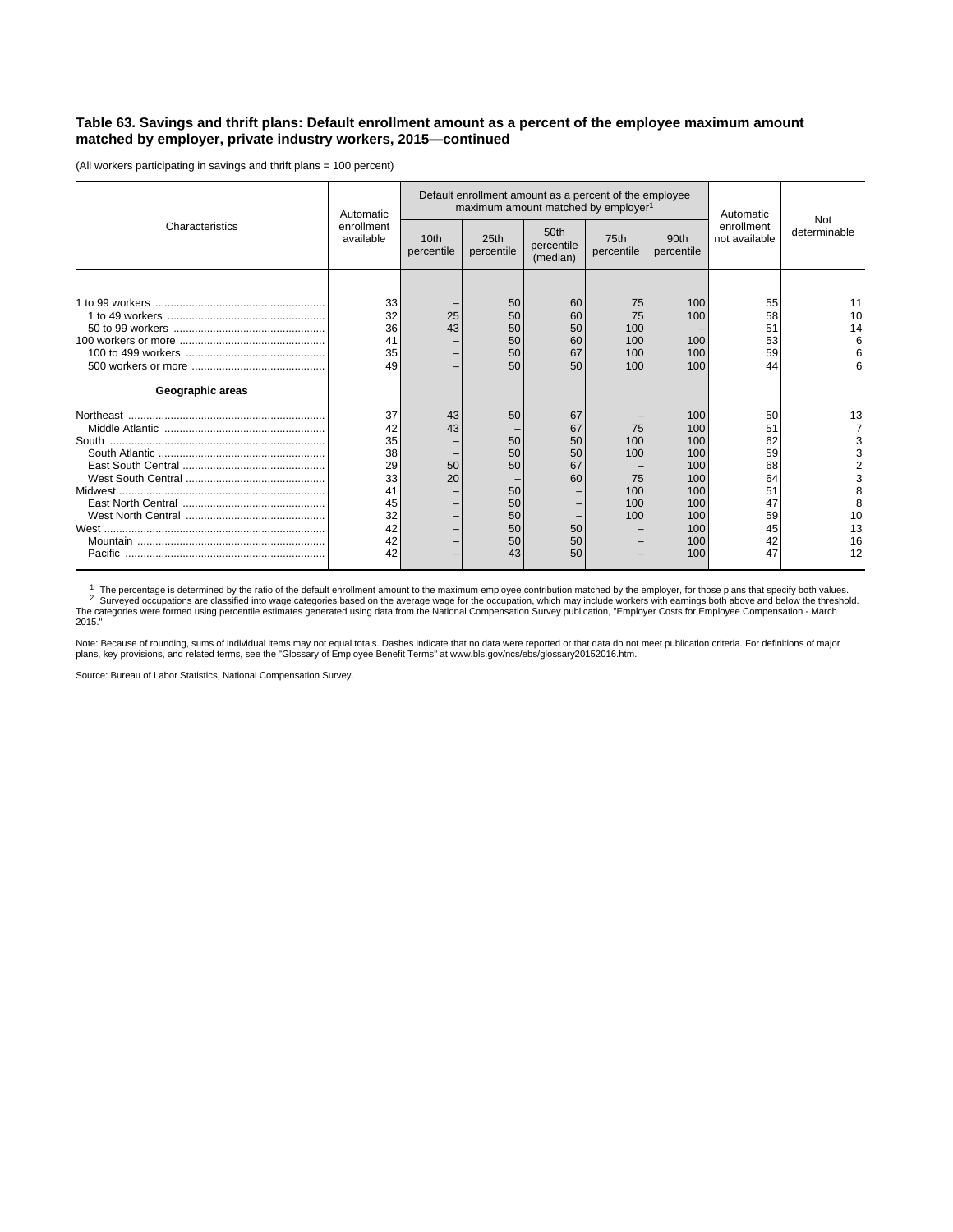**Table 63. Savings and thrift plans: Default enrollment amount as a percent of the employee maximum amount matched by employer, private industry workers, 2015—continued**

(All workers participating in savings and thrift plans = 100 percent)

| Characteristics | Automatic enrollment available | Default enrollment amount as a percent of the employee maximum amount matched by employer[1] | | | | | Automatic enrollment not available | Not determinable |
|---|---|---|---|---|---|---|---|---|
| | | 10th percentile | 25th percentile | 50th percentile (median) | 75th percentile | 90th percentile | | |
| 1 to 99 workers | 33 | – | 50 | 60 | 75 | 100 | 55 | 11 |
| 1 to 49 workers | 32 | 25 | 50 | 60 | 75 | 100 | 58 | 10 |
| 50 to 99 workers | 36 | 43 | 50 | 50 | 100 | – | 51 | 14 |
| 100 workers or more | 41 | – | 50 | 60 | 100 | 100 | 53 | 6 |
| 100 to 499 workers | 35 | – | 50 | 67 | 100 | 100 | 59 | 6 |
| 500 workers or more | 49 | – | 50 | 50 | 100 | 100 | 44 | 6 |
| **Geographic areas** | | | | | | | | |
| Northeast | 37 | 43 | 50 | 67 | – | 100 | 50 | 13 |
| Middle Atlantic | 42 | 43 | – | 67 | 75 | 100 | 51 | 7 |
| South | 35 | – | 50 | 50 | 100 | 100 | 62 | 3 |
| South Atlantic | 38 | – | 50 | 50 | 100 | 100 | 59 | 3 |
| East South Central | 29 | 50 | 50 | 67 | – | 100 | 68 | 2 |
| West South Central | 33 | 20 | – | 60 | 75 | 100 | 64 | 3 |
| Midwest | 41 | – | 50 | – | 100 | 100 | 51 | 8 |
| East North Central | 45 | – | 50 | – | 100 | 100 | 47 | 8 |
| West North Central | 32 | – | 50 | – | 100 | 100 | 59 | 10 |
| West | 42 | – | 50 | 50 | – | 100 | 45 | 13 |
| Mountain | 42 | – | 50 | 50 | – | 100 | 42 | 16 |
| Pacific | 42 | – | 43 | 50 | – | 100 | 47 | 12 |

[1] The percentage is determined by the ratio of the default enrollment amount to the maximum employee contribution matched by the employer, for those plans that specify both values.
[2] Surveyed occupations are classified into wage categories based on the average wage for the occupation, which may include workers with earnings both above and below the threshold. The categories were formed using percentile estimates generated using data from the National Compensation Survey publication, "Employer Costs for Employee Compensation - March 2015."

Note: Because of rounding, sums of individual items may not equal totals. Dashes indicate that no data were reported or that data do not meet publication criteria. For definitions of major plans, key provisions, and related terms, see the "Glossary of Employee Benefit Terms" at www.bls.gov/ncs/ebs/glossary20152016.htm.

Source: Bureau of Labor Statistics, National Compensation Survey.